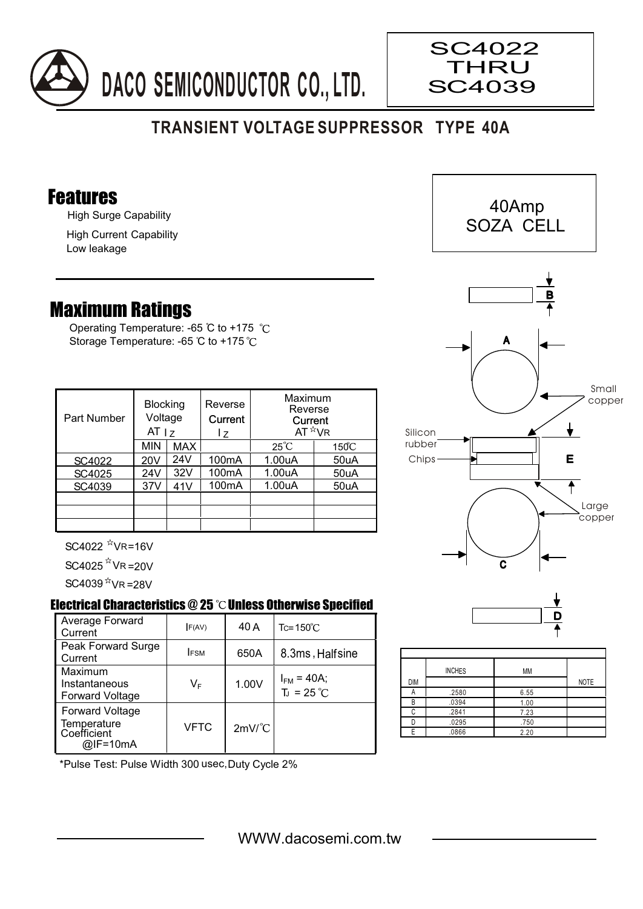# DACO SEMICONDUCTOR CO., LTD.

SC4022 THRU SC4039

## TRANSIENT VOLTAGE SUPPRESSOR TYPE 40A

40Amp
SOZA CELL

## Features

High Surge Capability

High Current Capability

Low leakage

## Maximum Ratings

Operating Temperature: -65 ℃ to +175 ℃

Storage Temperature: -65 ℃ to +175 ℃

| Part Number | Blocking Voltage AT $I_Z$ | | Reverse Current $I_Z$ | Maximum Reverse Current AT ☆VR | |
|---|---|---|---|---|---|
| | MIN | MAX | | 25℃ | 150℃ |
| SC4022 | 20V | 24V | 100mA | 1.00uA | 50uA |
| SC4025 | 24V | 32V | 100mA | 1.00uA | 50uA |
| SC4039 | 37V | 41V | 100mA | 1.00uA | 50uA |
| | | | | | |
| | | | | | |
| | | | | | |

SC4022 ☆VR=16V

SC4025 ☆VR=20V

SC4039 ☆VR=28V

### Electrical Characteristics @ 25 ℃ Unless Otherwise Specified

| | | | |
|---|---|---|---|
| Average Forward Current | $I_{F(AV)}$ | 40 A | $T_C$=150℃ |
| Peak Forward Surge Current | $I_{FSM}$ | 650A | 8.3ms, Halfsine |
| Maximum Instantaneous Forward Voltage | $V_F$ | 1.00V | $I_{FM}$ = 40A; $T_J$ = 25 ℃ |
| Forward Voltage Temperature Coefficient @IF=10mA | VFTC | 2mV/℃ | |

*Pulse Test: Pulse Width 300 usec, Duty Cycle 2%

B

A

Small copper

Silicon rubber

Chips

E

Large copper

C

D

| DIM | INCHES | MM | NOTE |
|---|---|---|---|
| A | .2580 | 6.55 | |
| B | .0394 | 1.00 | |
| C | .2841 | 7.23 | |
| D | .0295 | .750 | |
| E | .0866 | 2.20 | |

WWW.dacosemi.com.tw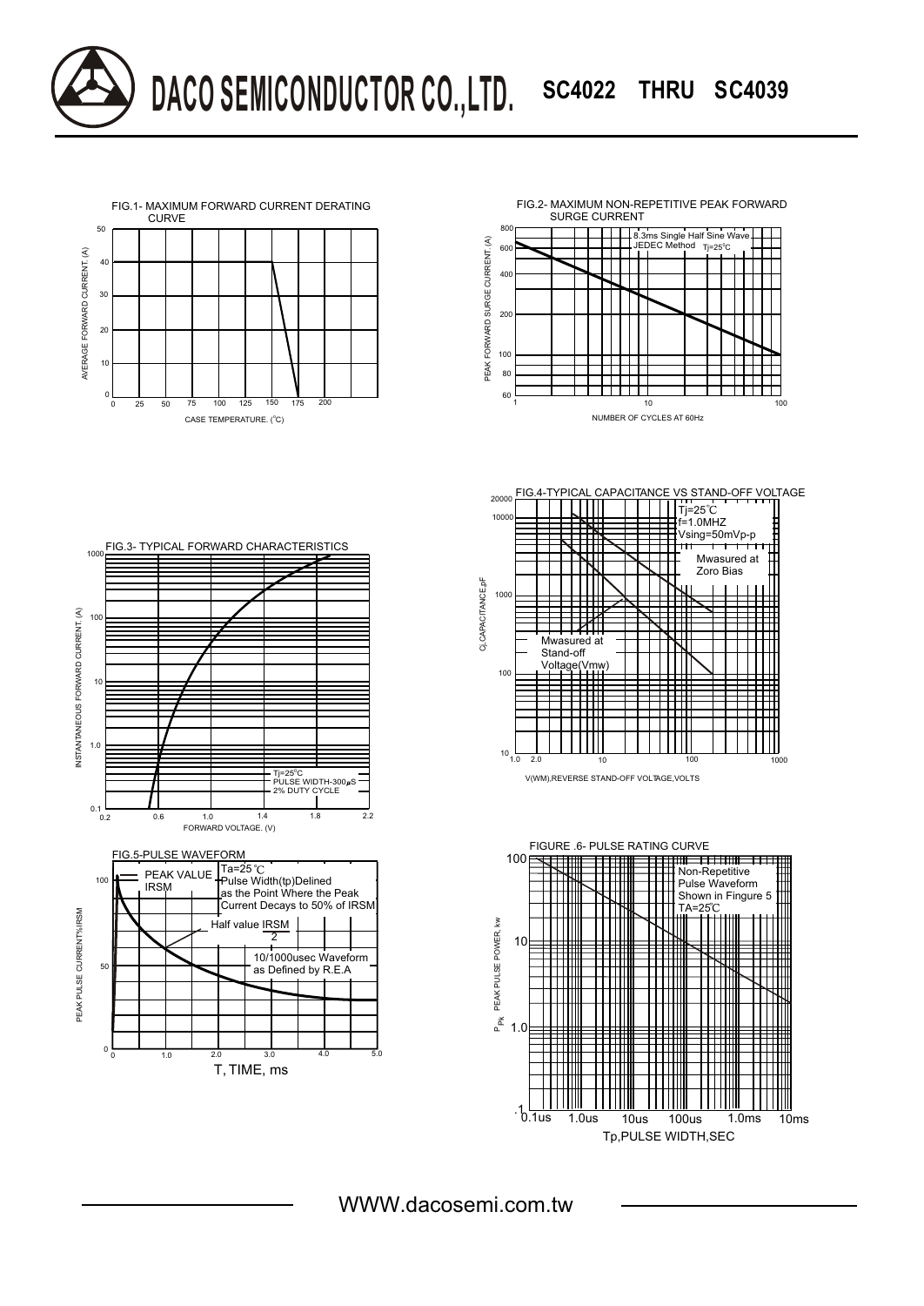DACO SEMICONDUCTOR CO.,LTD. SC4022 THRU SC4039

FIG.1- MAXIMUM FORWARD CURRENT DERATING CURVE

AVERAGE FORWARD CURRENT. (A)

50
40
30
20
10
0

0 25 50 75 100 125 150 175 200

CASE TEMPERATURE. (°C)

FIG.2- MAXIMUM NON-REPETITIVE PEAK FORWARD SURGE CURRENT

PEAK FORWARD SURGE CURRENT. (A)

8.3ms Single Half Sine Wave
JEDEC Method Tj=25°C

800
600
400
200
100
80
60

1 10 100

NUMBER OF CYCLES AT 60Hz

FIG.3- TYPICAL FORWARD CHARACTERISTICS

INSTANTANEOUS FORWARD CURRENT. (A)

1000
100
10
1.0
0.1

Tj=25°C
PULSE WIDTH-300μS
2% DUTY CYCLE

0.2 0.6 1.0 1.4 1.8 2.2

FORWARD VOLTAGE. (V)

FIG.4-TYPICAL CAPACITANCE VS STAND-OFF VOLTAGE

$C_j$,CAPACITANCE,pF

20000
10000
1000
100
10

Tj=25°C
f=1.0MHZ
Vsing=50mVp-p

Mwasured at
Zoro Bias

Mwasured at
Stand-off
Voltage(Vmw)

1.0 2.0 10 100 1000

V(WM),REVERSE STAND-OFF VOLTAGE,VOLTS

FIG.5-PULSE WAVEFORM

PEAK PULSE CURRENT%IRSM

PEAK VALUE
IRSM

Ta=25°C
Pulse Width(tp)Delined
as the Point Where the Peak
Current Decays to 50% of IRSM

Half value IRSM/2

10/1000usec Waveform
as Defined by R.E.A

100
50
0

0 1.0 2.0 3.0 4.0 5.0

T, TIME, ms

FIGURE .6- PULSE RATING CURVE

$P_{Pk}$ PEAK PULSE POWER, kw

100
10
1.0
.1

Non-Repetitive
Pulse Waveform
Shown in Fingure 5
TA=25°C

0.1us 1.0us 10us 100us 1.0ms 10ms

Tp,PULSE WIDTH,SEC

WWW.dacosemi.com.tw